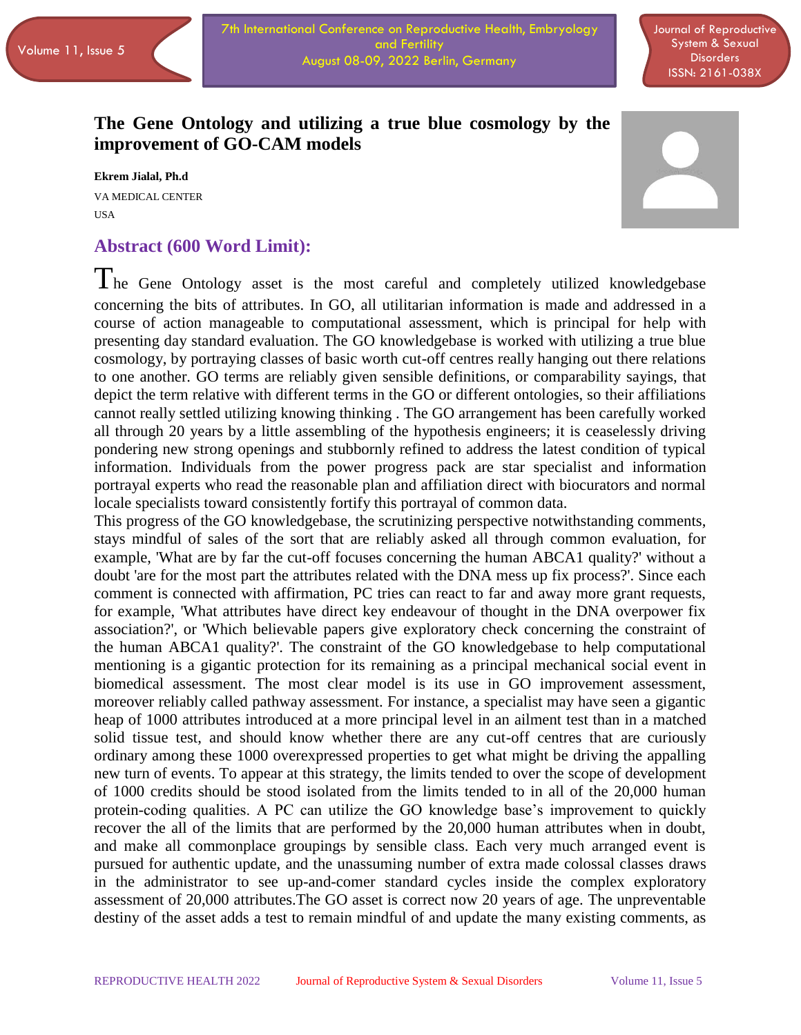# The Gene Ontology and utilizing a true blue cosmology by the improvement of GO-CAM models

**Ekrem Jialal, Ph.d**

VA MEDICAL CENTER

USA

## Abstract (600 Word Limit):

The Gene Ontology asset is the most careful and completely utilized knowledgebase concerning the bits of attributes. In GO, all utilitarian information is made and addressed in a course of action manageable to computational assessment, which is principal for help with presenting day standard evaluation. The GO knowledgebase is worked with utilizing a true blue cosmology, by portraying classes of basic worth cut-off centres really hanging out there relations to one another. GO terms are reliably given sensible definitions, or comparability sayings, that depict the term relative with different terms in the GO or different ontologies, so their affiliations cannot really settled utilizing knowing thinking . The GO arrangement has been carefully worked all through 20 years by a little assembling of the hypothesis engineers; it is ceaselessly driving pondering new strong openings and stubbornly refined to address the latest condition of typical information. Individuals from the power progress pack are star specialist and information portrayal experts who read the reasonable plan and affiliation direct with biocurators and normal locale specialists toward consistently fortify this portrayal of common data.

This progress of the GO knowledgebase, the scrutinizing perspective notwithstanding comments, stays mindful of sales of the sort that are reliably asked all through common evaluation, for example, 'What are by far the cut-off focuses concerning the human ABCA1 quality?' without a doubt 'are for the most part the attributes related with the DNA mess up fix process?'. Since each comment is connected with affirmation, PC tries can react to far and away more grant requests, for example, 'What attributes have direct key endeavour of thought in the DNA overpower fix association?', or 'Which believable papers give exploratory check concerning the constraint of the human ABCA1 quality?'. The constraint of the GO knowledgebase to help computational mentioning is a gigantic protection for its remaining as a principal mechanical social event in biomedical assessment. The most clear model is its use in GO improvement assessment, moreover reliably called pathway assessment. For instance, a specialist may have seen a gigantic heap of 1000 attributes introduced at a more principal level in an ailment test than in a matched solid tissue test, and should know whether there are any cut-off centres that are curiously ordinary among these 1000 overexpressed properties to get what might be driving the appalling new turn of events. To appear at this strategy, the limits tended to over the scope of development of 1000 credits should be stood isolated from the limits tended to in all of the 20,000 human protein-coding qualities. A PC can utilize the GO knowledge base's improvement to quickly recover the all of the limits that are performed by the 20,000 human attributes when in doubt, and make all commonplace groupings by sensible class. Each very much arranged event is pursued for authentic update, and the unassuming number of extra made colossal classes draws in the administrator to see up-and-comer standard cycles inside the complex exploratory assessment of 20,000 attributes.The GO asset is correct now 20 years of age. The unpreventable destiny of the asset adds a test to remain mindful of and update the many existing comments, as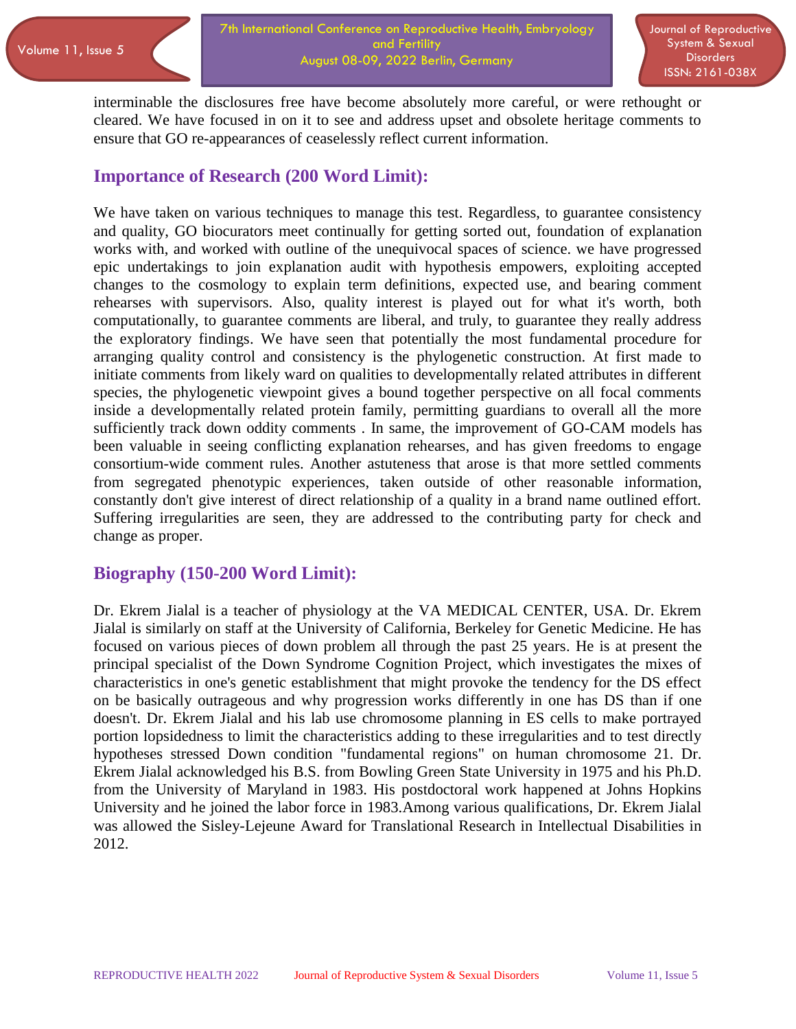interminable the disclosures free have become absolutely more careful, or were rethought or cleared. We have focused in on it to see and address upset and obsolete heritage comments to ensure that GO re-appearances of ceaselessly reflect current information.

## Importance of Research (200 Word Limit):

We have taken on various techniques to manage this test. Regardless, to guarantee consistency and quality, GO biocurators meet continually for getting sorted out, foundation of explanation works with, and worked with outline of the unequivocal spaces of science. we have progressed epic undertakings to join explanation audit with hypothesis empowers, exploiting accepted changes to the cosmology to explain term definitions, expected use, and bearing comment rehearses with supervisors. Also, quality interest is played out for what it's worth, both computationally, to guarantee comments are liberal, and truly, to guarantee they really address the exploratory findings. We have seen that potentially the most fundamental procedure for arranging quality control and consistency is the phylogenetic construction. At first made to initiate comments from likely ward on qualities to developmentally related attributes in different species, the phylogenetic viewpoint gives a bound together perspective on all focal comments inside a developmentally related protein family, permitting guardians to overall all the more sufficiently track down oddity comments . In same, the improvement of GO-CAM models has been valuable in seeing conflicting explanation rehearses, and has given freedoms to engage consortium-wide comment rules. Another astuteness that arose is that more settled comments from segregated phenotypic experiences, taken outside of other reasonable information, constantly don't give interest of direct relationship of a quality in a brand name outlined effort. Suffering irregularities are seen, they are addressed to the contributing party for check and change as proper.

## Biography (150-200 Word Limit):

Dr. Ekrem Jialal is a teacher of physiology at the VA MEDICAL CENTER, USA. Dr. Ekrem Jialal is similarly on staff at the University of California, Berkeley for Genetic Medicine. He has focused on various pieces of down problem all through the past 25 years. He is at present the principal specialist of the Down Syndrome Cognition Project, which investigates the mixes of characteristics in one's genetic establishment that might provoke the tendency for the DS effect on be basically outrageous and why progression works differently in one has DS than if one doesn't. Dr. Ekrem Jialal and his lab use chromosome planning in ES cells to make portrayed portion lopsidedness to limit the characteristics adding to these irregularities and to test directly hypotheses stressed Down condition "fundamental regions" on human chromosome 21. Dr. Ekrem Jialal acknowledged his B.S. from Bowling Green State University in 1975 and his Ph.D. from the University of Maryland in 1983. His postdoctoral work happened at Johns Hopkins University and he joined the labor force in 1983.Among various qualifications, Dr. Ekrem Jialal was allowed the Sisley-Lejeune Award for Translational Research in Intellectual Disabilities in 2012.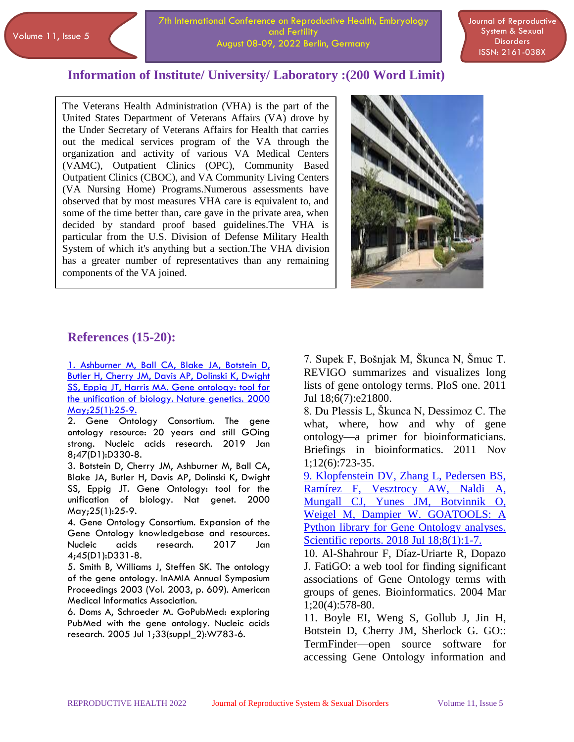## Information of Institute/ University/ Laboratory :(200 Word Limit)

The Veterans Health Administration (VHA) is the part of the United States Department of Veterans Affairs (VA) drove by the Under Secretary of Veterans Affairs for Health that carries out the medical services program of the VA through the organization and activity of various VA Medical Centers (VAMC), Outpatient Clinics (OPC), Community Based Outpatient Clinics (CBOC), and VA Community Living Centers (VA Nursing Home) Programs.Numerous assessments have observed that by most measures VHA care is equivalent to, and some of the time better than, care gave in the private area, when decided by standard proof based guidelines.The VHA is particular from the U.S. Division of Defense Military Health System of which it's anything but a section.The VHA division has a greater number of representatives than any remaining components of the VA joined.

## References (15-20):

1. Ashburner M, Ball CA, Blake JA, Botstein D, Butler H, Cherry JM, Davis AP, Dolinski K, Dwight SS, Eppig JT, Harris MA. Gene ontology: tool for the unification of biology. Nature genetics. 2000 May;25(1):25-9.
2. Gene Ontology Consortium. The gene ontology resource: 20 years and still GOing strong. Nucleic acids research. 2019 Jan 8;47(D1):D330-8.
3. Botstein D, Cherry JM, Ashburner M, Ball CA, Blake JA, Butler H, Davis AP, Dolinski K, Dwight SS, Eppig JT. Gene Ontology: tool for the unification of biology. Nat genet. 2000 May;25(1):25-9.
4. Gene Ontology Consortium. Expansion of the Gene Ontology knowledgebase and resources. Nucleic acids research. 2017 Jan 4;45(D1):D331-8.
5. Smith B, Williams J, Steffen SK. The ontology of the gene ontology. InAMIA Annual Symposium Proceedings 2003 (Vol. 2003, p. 609). American Medical Informatics Association.
6. Doms A, Schroeder M. GoPubMed: exploring PubMed with the gene ontology. Nucleic acids research. 2005 Jul 1;33(suppl_2):W783-6.
7. Supek F, Bošnjak M, Škunca N, Šmuc T. REVIGO summarizes and visualizes long lists of gene ontology terms. PloS one. 2011 Jul 18;6(7):e21800.
8. Du Plessis L, Škunca N, Dessimoz C. The what, where, how and why of gene ontology—a primer for bioinformaticians. Briefings in bioinformatics. 2011 Nov 1;12(6):723-35.
9. Klopfenstein DV, Zhang L, Pedersen BS, Ramírez F, Vesztrocy AW, Naldi A, Mungall CJ, Yunes JM, Botvinnik O, Weigel M, Dampier W. GOATOOLS: A Python library for Gene Ontology analyses. Scientific reports. 2018 Jul 18;8(1):1-7.
10. Al-Shahrour F, Díaz-Uriarte R, Dopazo J. FatiGO: a web tool for finding significant associations of Gene Ontology terms with groups of genes. Bioinformatics. 2004 Mar 1;20(4):578-80.
11. Boyle EI, Weng S, Gollub J, Jin H, Botstein D, Cherry JM, Sherlock G. GO:: TermFinder—open source software for accessing Gene Ontology information and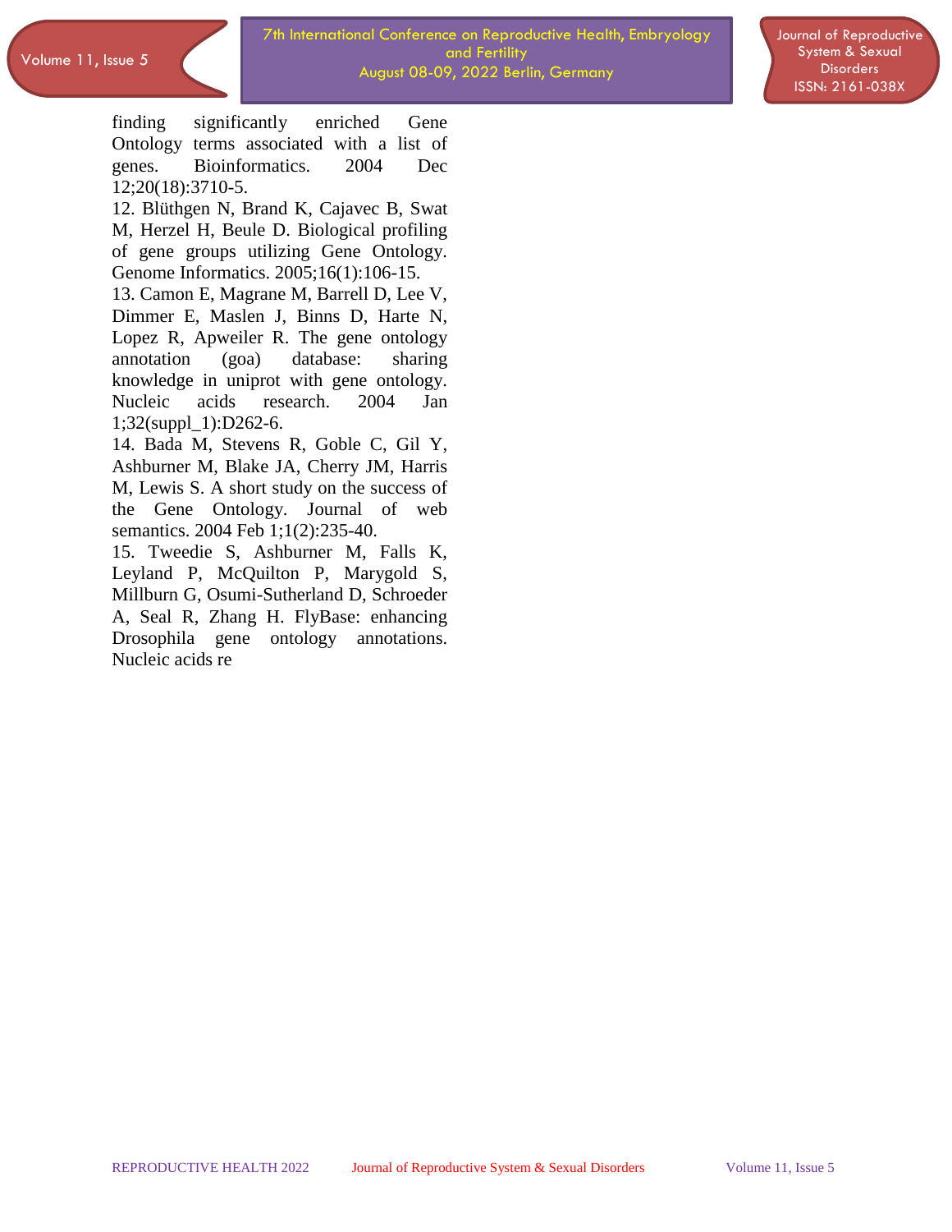finding significantly enriched Gene Ontology terms associated with a list of genes. Bioinformatics. 2004 Dec 12;20(18):3710-5.

12. Blüthgen N, Brand K, Cajavec B, Swat M, Herzel H, Beule D. Biological profiling of gene groups utilizing Gene Ontology. Genome Informatics. 2005;16(1):106-15.

13. Camon E, Magrane M, Barrell D, Lee V, Dimmer E, Maslen J, Binns D, Harte N, Lopez R, Apweiler R. The gene ontology annotation (goa) database: sharing knowledge in uniprot with gene ontology. Nucleic acids research. 2004 Jan 1;32(suppl_1):D262-6.

14. Bada M, Stevens R, Goble C, Gil Y, Ashburner M, Blake JA, Cherry JM, Harris M, Lewis S. A short study on the success of the Gene Ontology. Journal of web semantics. 2004 Feb 1;1(2):235-40.

15. Tweedie S, Ashburner M, Falls K, Leyland P, McQuilton P, Marygold S, Millburn G, Osumi-Sutherland D, Schroeder A, Seal R, Zhang H. FlyBase: enhancing Drosophila gene ontology annotations. Nucleic acids re